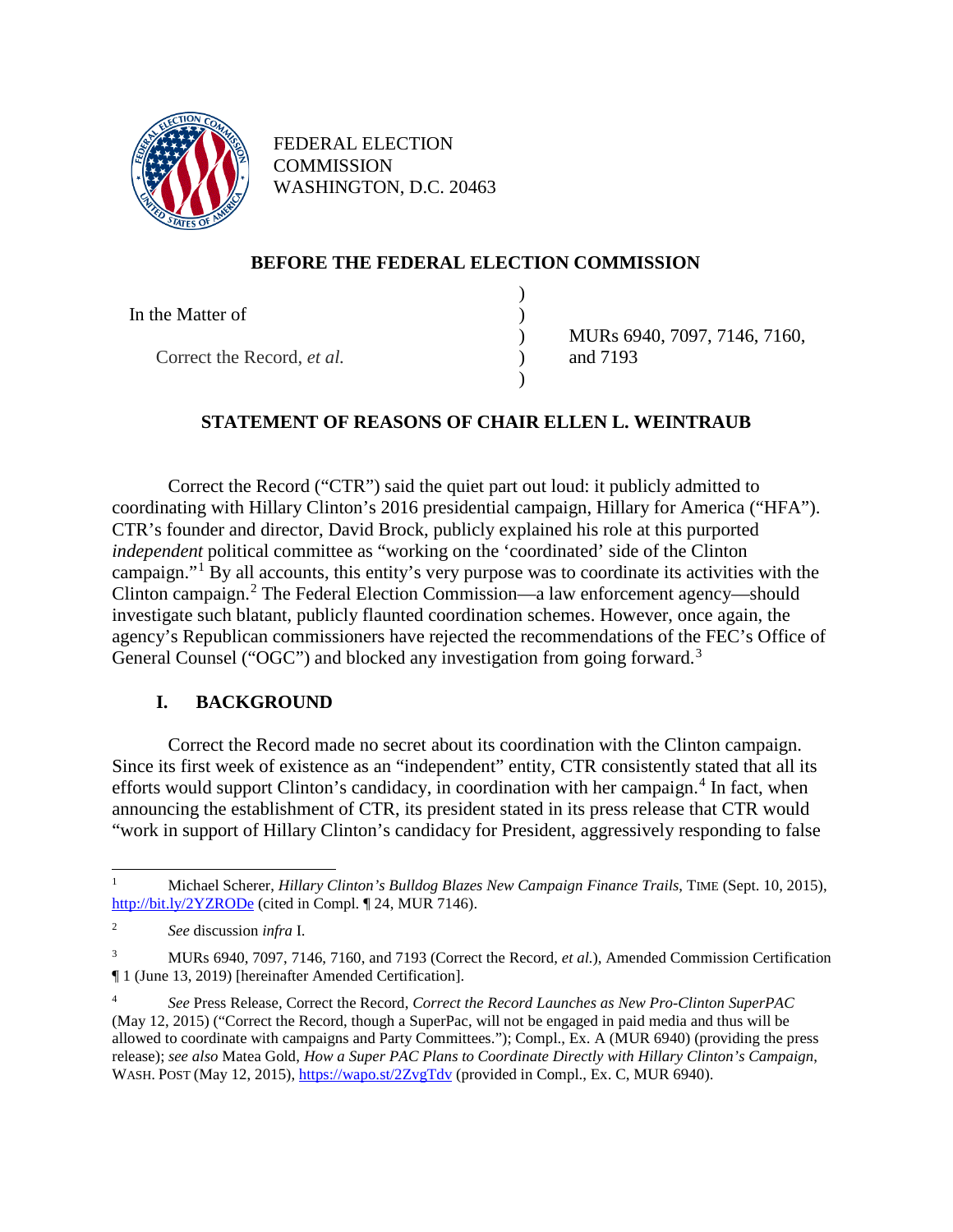FEDERAL ELECTION COMMISSION
WASHINGTON, D.C. 20463

## BEFORE THE FEDERAL ELECTION COMMISSION

| | | |
|---|---|---|
| In the Matter of | ) | |
| | ) | MURs 6940, 7097, 7146, 7160, |
| Correct the Record, *et al.* | ) | and 7193 |
| | ) | |

## STATEMENT OF REASONS OF CHAIR ELLEN L. WEINTRAUB

Correct the Record ("CTR") said the quiet part out loud: it publicly admitted to coordinating with Hillary Clinton's 2016 presidential campaign, Hillary for America ("HFA"). CTR's founder and director, David Brock, publicly explained his role at this purported *independent* political committee as "working on the 'coordinated' side of the Clinton campaign."[1] By all accounts, this entity's very purpose was to coordinate its activities with the Clinton campaign.[2] The Federal Election Commission—a law enforcement agency—should investigate such blatant, publicly flaunted coordination schemes. However, once again, the agency's Republican commissioners have rejected the recommendations of the FEC's Office of General Counsel ("OGC") and blocked any investigation from going forward.[3]

### I. BACKGROUND

Correct the Record made no secret about its coordination with the Clinton campaign. Since its first week of existence as an "independent" entity, CTR consistently stated that all its efforts would support Clinton's candidacy, in coordination with her campaign.[4] In fact, when announcing the establishment of CTR, its president stated in its press release that CTR would "work in support of Hillary Clinton's candidacy for President, aggressively responding to false

---

[1] Michael Scherer, *Hillary Clinton's Bulldog Blazes New Campaign Finance Trails*, TIME (Sept. 10, 2015), http://bit.ly/2YZRODe (cited in Compl. ¶ 24, MUR 7146).

[2] *See* discussion *infra* I.

[3] MURs 6940, 7097, 7146, 7160, and 7193 (Correct the Record, *et al.*), Amended Commission Certification ¶ 1 (June 13, 2019) [hereinafter Amended Certification].

[4] *See* Press Release, Correct the Record, *Correct the Record Launches as New Pro-Clinton SuperPAC* (May 12, 2015) ("Correct the Record, though a SuperPac, will not be engaged in paid media and thus will be allowed to coordinate with campaigns and Party Committees."); Compl., Ex. A (MUR 6940) (providing the press release); *see also* Matea Gold, *How a Super PAC Plans to Coordinate Directly with Hillary Clinton's Campaign*, WASH. POST (May 12, 2015), https://wapo.st/2ZvgTdv (provided in Compl., Ex. C, MUR 6940).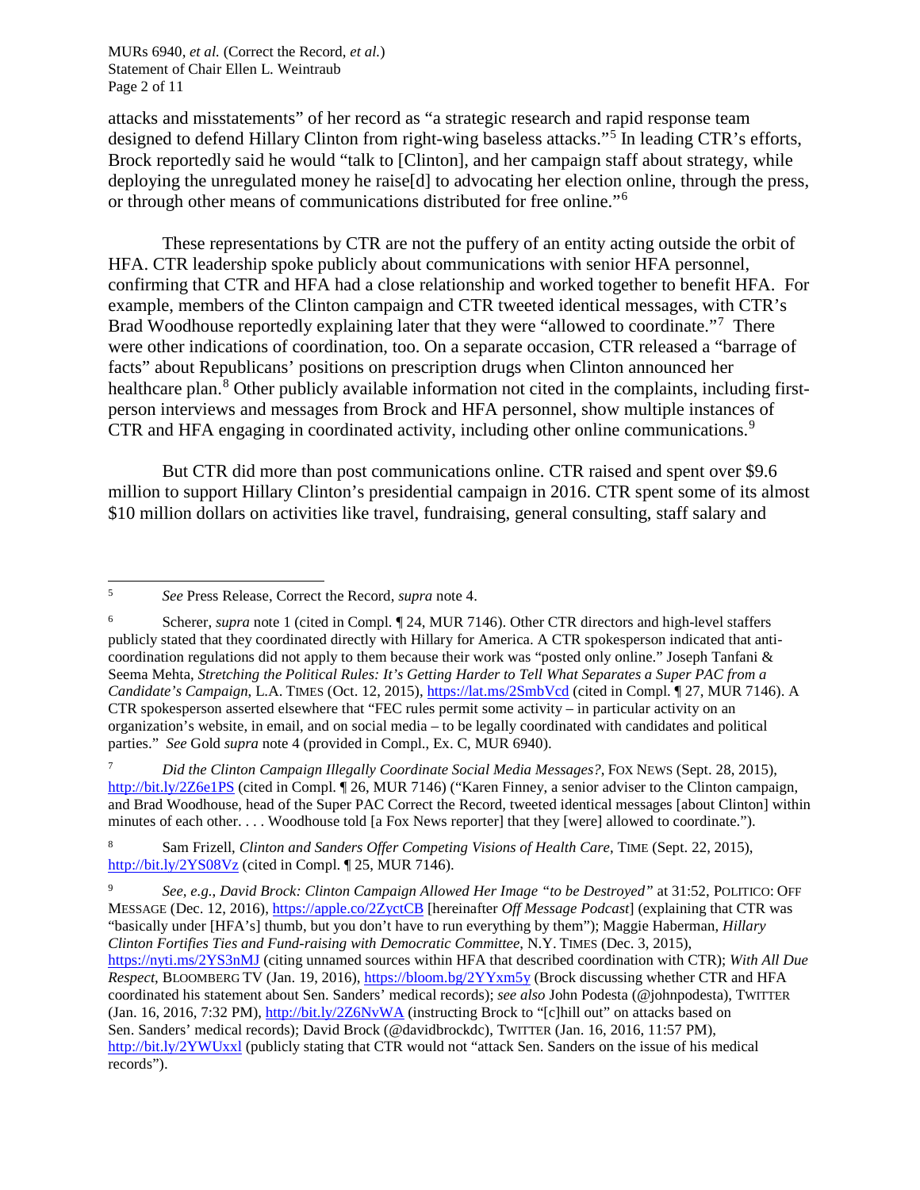attacks and misstatements" of her record as "a strategic research and rapid response team designed to defend Hillary Clinton from right-wing baseless attacks."[5] In leading CTR's efforts, Brock reportedly said he would "talk to [Clinton], and her campaign staff about strategy, while deploying the unregulated money he raise[d] to advocating her election online, through the press, or through other means of communications distributed for free online."[6]

These representations by CTR are not the puffery of an entity acting outside the orbit of HFA. CTR leadership spoke publicly about communications with senior HFA personnel, confirming that CTR and HFA had a close relationship and worked together to benefit HFA. For example, members of the Clinton campaign and CTR tweeted identical messages, with CTR's Brad Woodhouse reportedly explaining later that they were "allowed to coordinate."[7] There were other indications of coordination, too. On a separate occasion, CTR released a "barrage of facts" about Republicans' positions on prescription drugs when Clinton announced her healthcare plan.[8] Other publicly available information not cited in the complaints, including first-person interviews and messages from Brock and HFA personnel, show multiple instances of CTR and HFA engaging in coordinated activity, including other online communications.[9]

But CTR did more than post communications online. CTR raised and spent over $9.6 million to support Hillary Clinton's presidential campaign in 2016. CTR spent some of its almost $10 million dollars on activities like travel, fundraising, general consulting, staff salary and

---

[5] *See* Press Release, Correct the Record, *supra* note 4.

[6] Scherer, *supra* note 1 (cited in Compl. ¶ 24, MUR 7146). Other CTR directors and high-level staffers publicly stated that they coordinated directly with Hillary for America. A CTR spokesperson indicated that anti-coordination regulations did not apply to them because their work was "posted only online." Joseph Tanfani & Seema Mehta, *Stretching the Political Rules: It's Getting Harder to Tell What Separates a Super PAC from a Candidate's Campaign*, L.A. TIMES (Oct. 12, 2015), https://lat.ms/2SmbVcd (cited in Compl. ¶ 27, MUR 7146). A CTR spokesperson asserted elsewhere that "FEC rules permit some activity – in particular activity on an organization's website, in email, and on social media – to be legally coordinated with candidates and political parties." *See* Gold *supra* note 4 (provided in Compl., Ex. C, MUR 6940).

[7] *Did the Clinton Campaign Illegally Coordinate Social Media Messages?*, FOX NEWS (Sept. 28, 2015), http://bit.ly/2Z6e1PS (cited in Compl. ¶ 26, MUR 7146) ("Karen Finney, a senior adviser to the Clinton campaign, and Brad Woodhouse, head of the Super PAC Correct the Record, tweeted identical messages [about Clinton] within minutes of each other. . . . Woodhouse told [a Fox News reporter] that they [were] allowed to coordinate.").

[8] Sam Frizell, *Clinton and Sanders Offer Competing Visions of Health Care*, TIME (Sept. 22, 2015), http://bit.ly/2YS08Vz (cited in Compl. ¶ 25, MUR 7146).

[9] *See, e.g.*, *David Brock: Clinton Campaign Allowed Her Image "to be Destroyed"* at 31:52, POLITICO: OFF MESSAGE (Dec. 12, 2016), https://apple.co/2ZyctCB [hereinafter *Off Message Podcast*] (explaining that CTR was "basically under [HFA's] thumb, but you don't have to run everything by them"); Maggie Haberman, *Hillary Clinton Fortifies Ties and Fund-raising with Democratic Committee*, N.Y. TIMES (Dec. 3, 2015), https://nyti.ms/2YS3nMJ (citing unnamed sources within HFA that described coordination with CTR); *With All Due Respect*, BLOOMBERG TV (Jan. 19, 2016), https://bloom.bg/2YYxm5y (Brock discussing whether CTR and HFA coordinated his statement about Sen. Sanders' medical records); *see also* John Podesta (@johnpodesta), TWITTER (Jan. 16, 2016, 7:32 PM), http://bit.ly/2Z6NvWA (instructing Brock to "[c]hill out" on attacks based on Sen. Sanders' medical records); David Brock (@davidbrockdc), TWITTER (Jan. 16, 2016, 11:57 PM), http://bit.ly/2YWUxxl (publicly stating that CTR would not "attack Sen. Sanders on the issue of his medical records").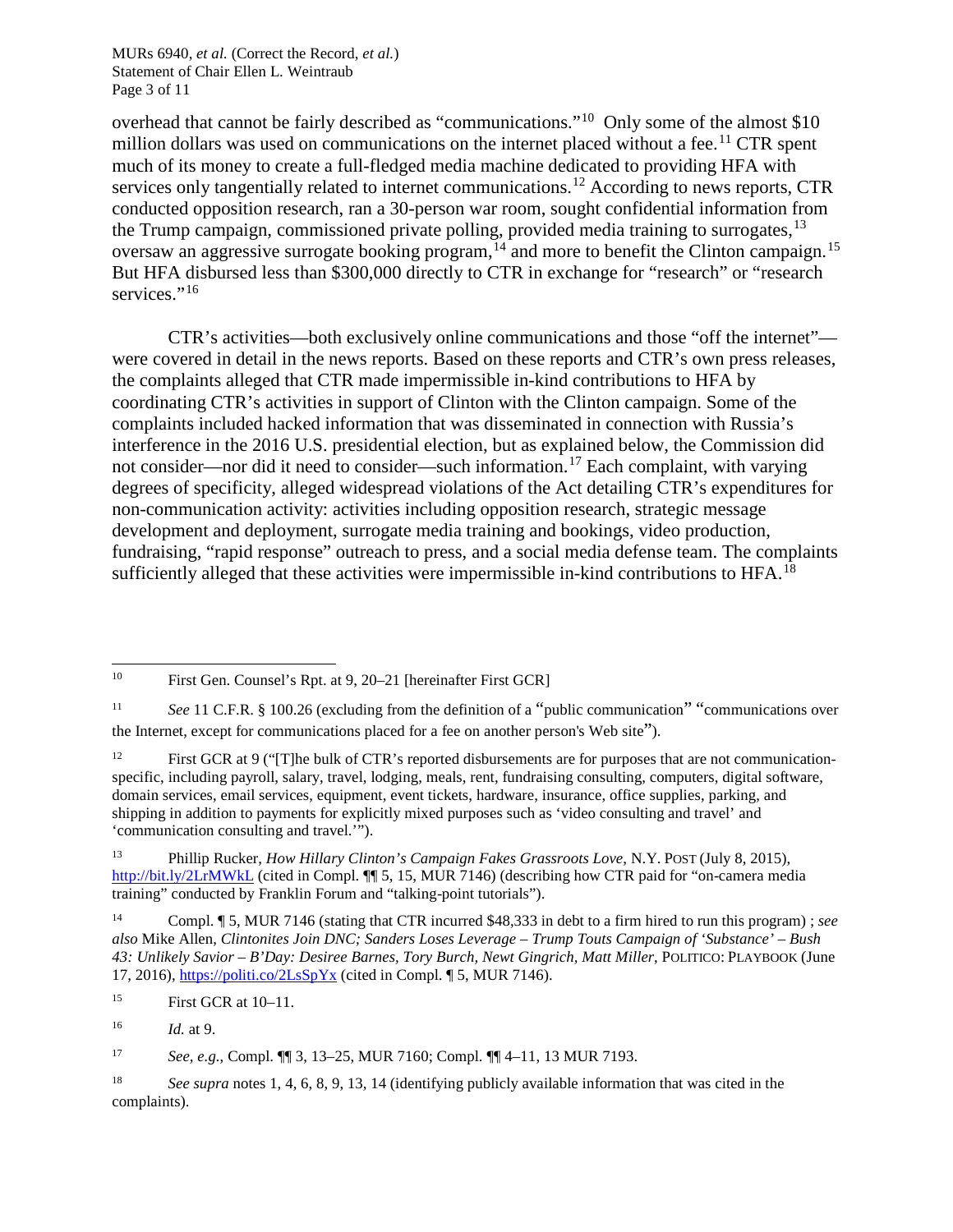overhead that cannot be fairly described as "communications."[10] Only some of the almost $10 million dollars was used on communications on the internet placed without a fee.[11] CTR spent much of its money to create a full-fledged media machine dedicated to providing HFA with services only tangentially related to internet communications.[12] According to news reports, CTR conducted opposition research, ran a 30-person war room, sought confidential information from the Trump campaign, commissioned private polling, provided media training to surrogates,[13] oversaw an aggressive surrogate booking program,[14] and more to benefit the Clinton campaign.[15] But HFA disbursed less than $300,000 directly to CTR in exchange for "research" or "research services."[16]

CTR's activities—both exclusively online communications and those "off the internet"—were covered in detail in the news reports. Based on these reports and CTR's own press releases, the complaints alleged that CTR made impermissible in-kind contributions to HFA by coordinating CTR's activities in support of Clinton with the Clinton campaign. Some of the complaints included hacked information that was disseminated in connection with Russia's interference in the 2016 U.S. presidential election, but as explained below, the Commission did not consider—nor did it need to consider—such information.[17] Each complaint, with varying degrees of specificity, alleged widespread violations of the Act detailing CTR's expenditures for non-communication activity: activities including opposition research, strategic message development and deployment, surrogate media training and bookings, video production, fundraising, "rapid response" outreach to press, and a social media defense team. The complaints sufficiently alleged that these activities were impermissible in-kind contributions to HFA.[18]

---

[10] First Gen. Counsel's Rpt. at 9, 20–21 [hereinafter First GCR]

[11] *See* 11 C.F.R. § 100.26 (excluding from the definition of a "public communication" "communications over the Internet, except for communications placed for a fee on another person's Web site").

[12] First GCR at 9 ("[T]he bulk of CTR's reported disbursements are for purposes that are not communication-specific, including payroll, salary, travel, lodging, meals, rent, fundraising consulting, computers, digital software, domain services, email services, equipment, event tickets, hardware, insurance, office supplies, parking, and shipping in addition to payments for explicitly mixed purposes such as 'video consulting and travel' and 'communication consulting and travel.'").

[13] Phillip Rucker, *How Hillary Clinton's Campaign Fakes Grassroots Love*, N.Y. POST (July 8, 2015), http://bit.ly/2LrMWkL (cited in Compl. ¶¶ 5, 15, MUR 7146) (describing how CTR paid for "on-camera media training" conducted by Franklin Forum and "talking-point tutorials").

[14] Compl. ¶ 5, MUR 7146 (stating that CTR incurred $48,333 in debt to a firm hired to run this program) ; *see also* Mike Allen, *Clintonites Join DNC; Sanders Loses Leverage – Trump Touts Campaign of 'Substance' – Bush 43: Unlikely Savior – B'Day: Desiree Barnes, Tory Burch, Newt Gingrich, Matt Miller*, POLITICO: PLAYBOOK (June 17, 2016), https://politi.co/2LsSpYx (cited in Compl. ¶ 5, MUR 7146).

[15] First GCR at 10–11.

[16] *Id.* at 9.

[17] *See, e.g.*, Compl. ¶¶ 3, 13–25, MUR 7160; Compl. ¶¶ 4–11, 13 MUR 7193.

[18] *See supra* notes 1, 4, 6, 8, 9, 13, 14 (identifying publicly available information that was cited in the complaints).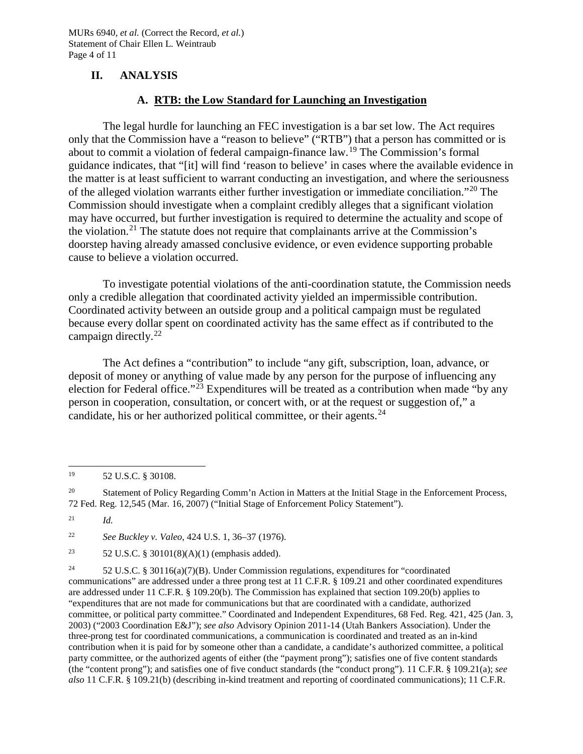## II. ANALYSIS

### A. RTB: the Low Standard for Launching an Investigation

The legal hurdle for launching an FEC investigation is a bar set low. The Act requires only that the Commission have a "reason to believe" ("RTB") that a person has committed or is about to commit a violation of federal campaign-finance law.[19] The Commission's formal guidance indicates, that "[it] will find 'reason to believe' in cases where the available evidence in the matter is at least sufficient to warrant conducting an investigation, and where the seriousness of the alleged violation warrants either further investigation or immediate conciliation."[20] The Commission should investigate when a complaint credibly alleges that a significant violation may have occurred, but further investigation is required to determine the actuality and scope of the violation.[21] The statute does not require that complainants arrive at the Commission's doorstep having already amassed conclusive evidence, or even evidence supporting probable cause to believe a violation occurred.

To investigate potential violations of the anti-coordination statute, the Commission needs only a credible allegation that coordinated activity yielded an impermissible contribution. Coordinated activity between an outside group and a political campaign must be regulated because every dollar spent on coordinated activity has the same effect as if contributed to the campaign directly.[22]

The Act defines a "contribution" to include "any gift, subscription, loan, advance, or deposit of money or anything of value made by any person for the purpose of influencing any election for Federal office."[23] Expenditures will be treated as a contribution when made "by any person in cooperation, consultation, or concert with, or at the request or suggestion of," a candidate, his or her authorized political committee, or their agents.[24]

---

[19] 52 U.S.C. § 30108.

[20] Statement of Policy Regarding Comm'n Action in Matters at the Initial Stage in the Enforcement Process, 72 Fed. Reg. 12,545 (Mar. 16, 2007) ("Initial Stage of Enforcement Policy Statement").

[21] *Id.*

[22] *See Buckley v. Valeo*, 424 U.S. 1, 36–37 (1976).

[23] 52 U.S.C. § 30101(8)(A)(1) (emphasis added).

[24] 52 U.S.C. § 30116(a)(7)(B). Under Commission regulations, expenditures for "coordinated communications" are addressed under a three prong test at 11 C.F.R. § 109.21 and other coordinated expenditures are addressed under 11 C.F.R. § 109.20(b). The Commission has explained that section 109.20(b) applies to "expenditures that are not made for communications but that are coordinated with a candidate, authorized committee, or political party committee." Coordinated and Independent Expenditures, 68 Fed. Reg. 421, 425 (Jan. 3, 2003) ("2003 Coordination E&J"); *see also* Advisory Opinion 2011-14 (Utah Bankers Association). Under the three-prong test for coordinated communications, a communication is coordinated and treated as an in-kind contribution when it is paid for by someone other than a candidate, a candidate's authorized committee, a political party committee, or the authorized agents of either (the "payment prong"); satisfies one of five content standards (the "content prong"); and satisfies one of five conduct standards (the "conduct prong"). 11 C.F.R. § 109.21(a); *see also* 11 C.F.R. § 109.21(b) (describing in-kind treatment and reporting of coordinated communications); 11 C.F.R.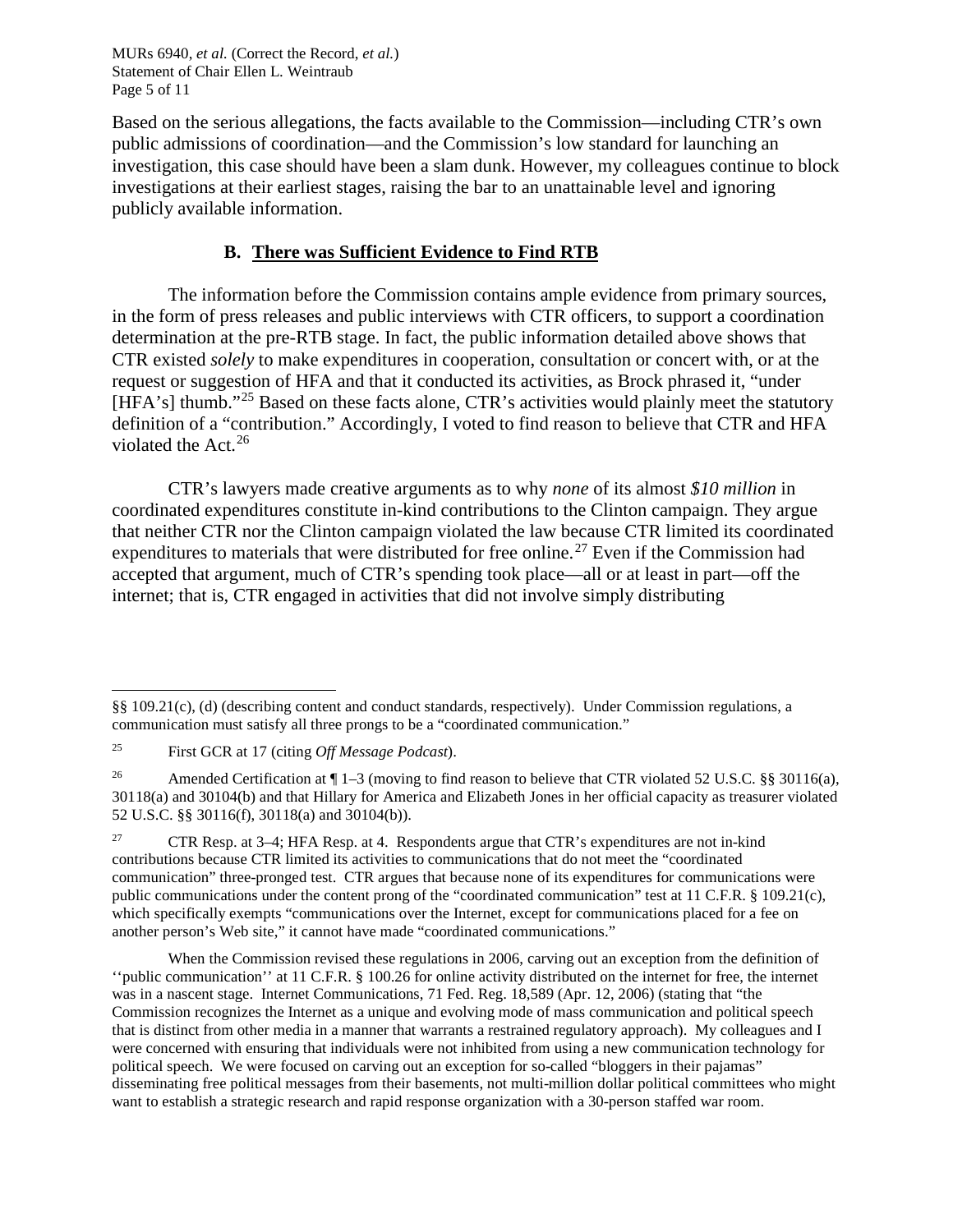Based on the serious allegations, the facts available to the Commission—including CTR's own public admissions of coordination—and the Commission's low standard for launching an investigation, this case should have been a slam dunk. However, my colleagues continue to block investigations at their earliest stages, raising the bar to an unattainable level and ignoring publicly available information.

### B. <u>There was Sufficient Evidence to Find RTB</u>

The information before the Commission contains ample evidence from primary sources, in the form of press releases and public interviews with CTR officers, to support a coordination determination at the pre-RTB stage. In fact, the public information detailed above shows that CTR existed *solely* to make expenditures in cooperation, consultation or concert with, or at the request or suggestion of HFA and that it conducted its activities, as Brock phrased it, "under [HFA's] thumb."[25] Based on these facts alone, CTR's activities would plainly meet the statutory definition of a "contribution." Accordingly, I voted to find reason to believe that CTR and HFA violated the Act.[26]

CTR's lawyers made creative arguments as to why *none* of its almost *$10 million* in coordinated expenditures constitute in-kind contributions to the Clinton campaign. They argue that neither CTR nor the Clinton campaign violated the law because CTR limited its coordinated expenditures to materials that were distributed for free online.[27] Even if the Commission had accepted that argument, much of CTR's spending took place—all or at least in part—off the internet; that is, CTR engaged in activities that did not involve simply distributing

---

§§ 109.21(c), (d) (describing content and conduct standards, respectively). Under Commission regulations, a communication must satisfy all three prongs to be a "coordinated communication."

[25] First GCR at 17 (citing *Off Message Podcast*).

[26] Amended Certification at ¶ 1–3 (moving to find reason to believe that CTR violated 52 U.S.C. §§ 30116(a), 30118(a) and 30104(b) and that Hillary for America and Elizabeth Jones in her official capacity as treasurer violated 52 U.S.C. §§ 30116(f), 30118(a) and 30104(b)).

[27] CTR Resp. at 3–4; HFA Resp. at 4. Respondents argue that CTR's expenditures are not in-kind contributions because CTR limited its activities to communications that do not meet the "coordinated communication" three-pronged test. CTR argues that because none of its expenditures for communications were public communications under the content prong of the "coordinated communication" test at 11 C.F.R. § 109.21(c), which specifically exempts "communications over the Internet, except for communications placed for a fee on another person's Web site," it cannot have made "coordinated communications."

When the Commission revised these regulations in 2006, carving out an exception from the definition of ''public communication'' at 11 C.F.R. § 100.26 for online activity distributed on the internet for free, the internet was in a nascent stage. Internet Communications, 71 Fed. Reg. 18,589 (Apr. 12, 2006) (stating that "the Commission recognizes the Internet as a unique and evolving mode of mass communication and political speech that is distinct from other media in a manner that warrants a restrained regulatory approach). My colleagues and I were concerned with ensuring that individuals were not inhibited from using a new communication technology for political speech. We were focused on carving out an exception for so-called "bloggers in their pajamas" disseminating free political messages from their basements, not multi-million dollar political committees who might want to establish a strategic research and rapid response organization with a 30-person staffed war room.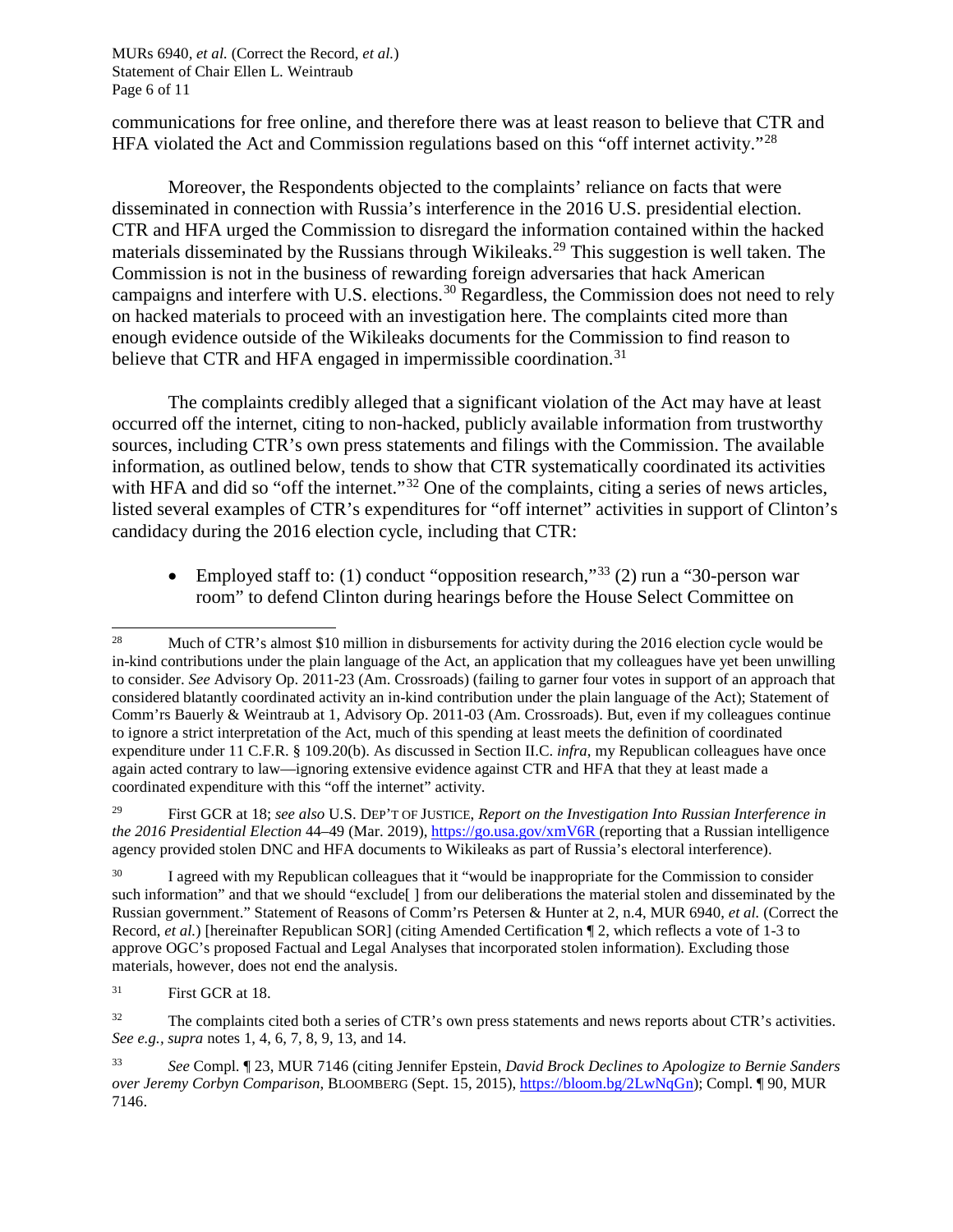communications for free online, and therefore there was at least reason to believe that CTR and HFA violated the Act and Commission regulations based on this "off internet activity."[28]

Moreover, the Respondents objected to the complaints' reliance on facts that were disseminated in connection with Russia's interference in the 2016 U.S. presidential election. CTR and HFA urged the Commission to disregard the information contained within the hacked materials disseminated by the Russians through Wikileaks.[29] This suggestion is well taken. The Commission is not in the business of rewarding foreign adversaries that hack American campaigns and interfere with U.S. elections.[30] Regardless, the Commission does not need to rely on hacked materials to proceed with an investigation here. The complaints cited more than enough evidence outside of the Wikileaks documents for the Commission to find reason to believe that CTR and HFA engaged in impermissible coordination.[31]

The complaints credibly alleged that a significant violation of the Act may have at least occurred off the internet, citing to non-hacked, publicly available information from trustworthy sources, including CTR's own press statements and filings with the Commission. The available information, as outlined below, tends to show that CTR systematically coordinated its activities with HFA and did so "off the internet."[32] One of the complaints, citing a series of news articles, listed several examples of CTR's expenditures for "off internet" activities in support of Clinton's candidacy during the 2016 election cycle, including that CTR:

- Employed staff to: (1) conduct "opposition research,"[33] (2) run a "30-person war room" to defend Clinton during hearings before the House Select Committee on

---

[28] Much of CTR's almost $10 million in disbursements for activity during the 2016 election cycle would be in-kind contributions under the plain language of the Act, an application that my colleagues have yet been unwilling to consider. *See* Advisory Op. 2011-23 (Am. Crossroads) (failing to garner four votes in support of an approach that considered blatantly coordinated activity an in-kind contribution under the plain language of the Act); Statement of Comm'rs Bauerly & Weintraub at 1, Advisory Op. 2011-03 (Am. Crossroads). But, even if my colleagues continue to ignore a strict interpretation of the Act, much of this spending at least meets the definition of coordinated expenditure under 11 C.F.R. § 109.20(b). As discussed in Section II.C. *infra*, my Republican colleagues have once again acted contrary to law—ignoring extensive evidence against CTR and HFA that they at least made a coordinated expenditure with this "off the internet" activity.

[29] First GCR at 18; *see also* U.S. DEP'T OF JUSTICE, *Report on the Investigation Into Russian Interference in the 2016 Presidential Election* 44–49 (Mar. 2019), https://go.usa.gov/xmV6R (reporting that a Russian intelligence agency provided stolen DNC and HFA documents to Wikileaks as part of Russia's electoral interference).

[30] I agreed with my Republican colleagues that it "would be inappropriate for the Commission to consider such information" and that we should "exclude[ ] from our deliberations the material stolen and disseminated by the Russian government." Statement of Reasons of Comm'rs Petersen & Hunter at 2, n.4, MUR 6940, *et al.* (Correct the Record, *et al.*) [hereinafter Republican SOR] (citing Amended Certification ¶ 2, which reflects a vote of 1-3 to approve OGC's proposed Factual and Legal Analyses that incorporated stolen information). Excluding those materials, however, does not end the analysis.

[31] First GCR at 18.

[32] The complaints cited both a series of CTR's own press statements and news reports about CTR's activities. *See e.g.*, *supra* notes 1, 4, 6, 7, 8, 9, 13, and 14.

[33] *See* Compl. ¶ 23, MUR 7146 (citing Jennifer Epstein, *David Brock Declines to Apologize to Bernie Sanders over Jeremy Corbyn Comparison*, BLOOMBERG (Sept. 15, 2015), https://bloom.bg/2LwNqGn); Compl. ¶ 90, MUR 7146.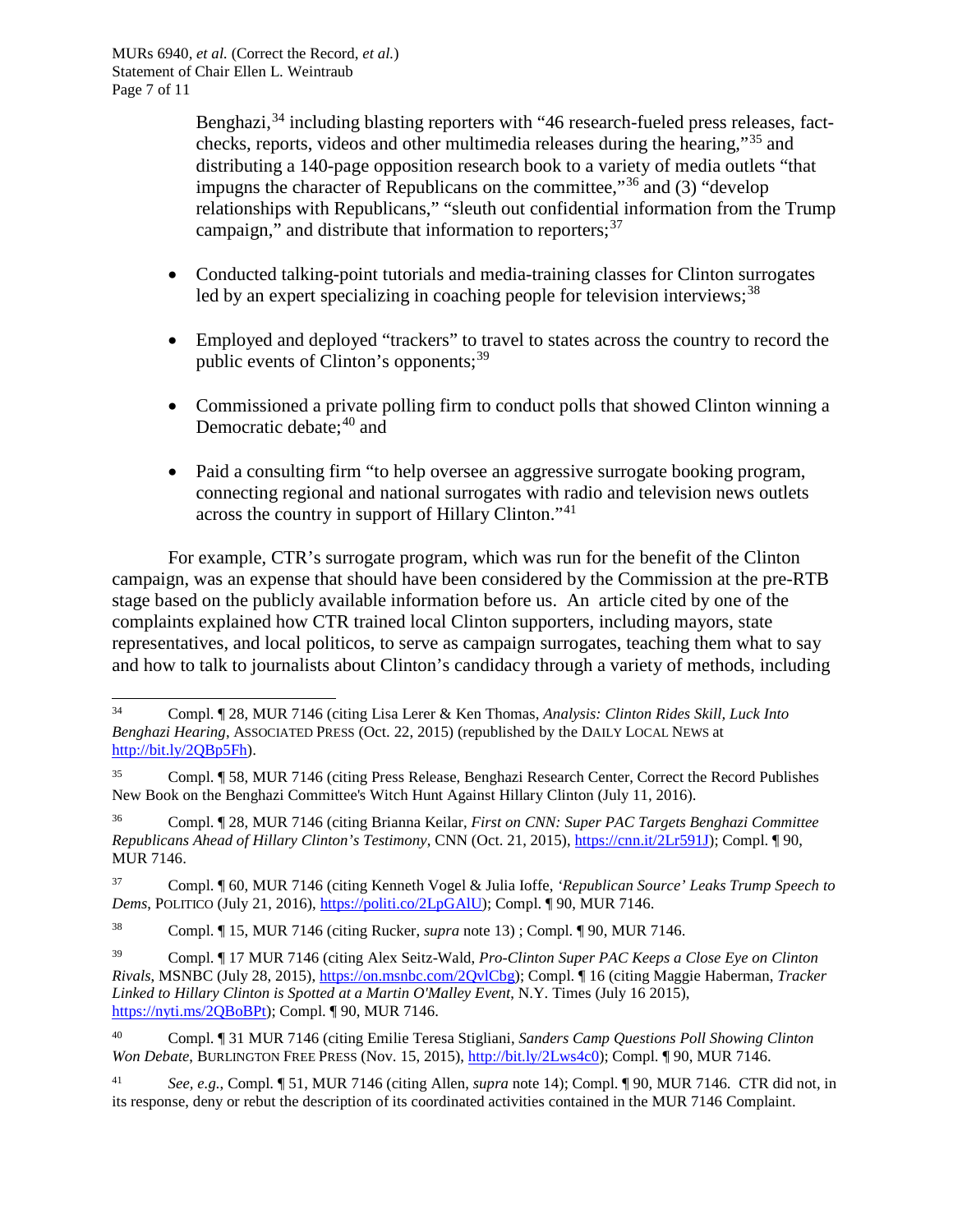Benghazi,[34] including blasting reporters with "46 research-fueled press releases, fact-checks, reports, videos and other multimedia releases during the hearing,"[35] and distributing a 140-page opposition research book to a variety of media outlets "that impugns the character of Republicans on the committee,"[36] and (3) "develop relationships with Republicans," "sleuth out confidential information from the Trump campaign," and distribute that information to reporters;[37]

- Conducted talking-point tutorials and media-training classes for Clinton surrogates led by an expert specializing in coaching people for television interviews;[38]
- Employed and deployed "trackers" to travel to states across the country to record the public events of Clinton's opponents;[39]
- Commissioned a private polling firm to conduct polls that showed Clinton winning a Democratic debate;[40] and
- Paid a consulting firm "to help oversee an aggressive surrogate booking program, connecting regional and national surrogates with radio and television news outlets across the country in support of Hillary Clinton."[41]

For example, CTR's surrogate program, which was run for the benefit of the Clinton campaign, was an expense that should have been considered by the Commission at the pre-RTB stage based on the publicly available information before us. An article cited by one of the complaints explained how CTR trained local Clinton supporters, including mayors, state representatives, and local politicos, to serve as campaign surrogates, teaching them what to say and how to talk to journalists about Clinton's candidacy through a variety of methods, including

---

[34] Compl. ¶ 28, MUR 7146 (citing Lisa Lerer & Ken Thomas, *Analysis: Clinton Rides Skill, Luck Into Benghazi Hearing*, ASSOCIATED PRESS (Oct. 22, 2015) (republished by the DAILY LOCAL NEWS at http://bit.ly/2QBp5Fh).

[35] Compl. ¶ 58, MUR 7146 (citing Press Release, Benghazi Research Center, Correct the Record Publishes New Book on the Benghazi Committee's Witch Hunt Against Hillary Clinton (July 11, 2016).

[36] Compl. ¶ 28, MUR 7146 (citing Brianna Keilar, *First on CNN: Super PAC Targets Benghazi Committee Republicans Ahead of Hillary Clinton's Testimony*, CNN (Oct. 21, 2015), https://cnn.it/2Lr591J); Compl. ¶ 90, MUR 7146.

[37] Compl. ¶ 60, MUR 7146 (citing Kenneth Vogel & Julia Ioffe, *'Republican Source' Leaks Trump Speech to Dems*, POLITICO (July 21, 2016), https://politi.co/2LpGAlU); Compl. ¶ 90, MUR 7146.

[38] Compl. ¶ 15, MUR 7146 (citing Rucker, *supra* note 13) ; Compl. ¶ 90, MUR 7146.

[39] Compl. ¶ 17 MUR 7146 (citing Alex Seitz-Wald, *Pro-Clinton Super PAC Keeps a Close Eye on Clinton Rivals*, MSNBC (July 28, 2015), https://on.msnbc.com/2QvlCbg); Compl. ¶ 16 (citing Maggie Haberman, *Tracker Linked to Hillary Clinton is Spotted at a Martin O'Malley Event*, N.Y. Times (July 16 2015), https://nyti.ms/2QBoBPt); Compl. ¶ 90, MUR 7146.

[40] Compl. ¶ 31 MUR 7146 (citing Emilie Teresa Stigliani, *Sanders Camp Questions Poll Showing Clinton Won Debate*, BURLINGTON FREE PRESS (Nov. 15, 2015), http://bit.ly/2Lws4c0); Compl. ¶ 90, MUR 7146.

[41] *See, e.g.*, Compl. ¶ 51, MUR 7146 (citing Allen, *supra* note 14); Compl. ¶ 90, MUR 7146. CTR did not, in its response, deny or rebut the description of its coordinated activities contained in the MUR 7146 Complaint.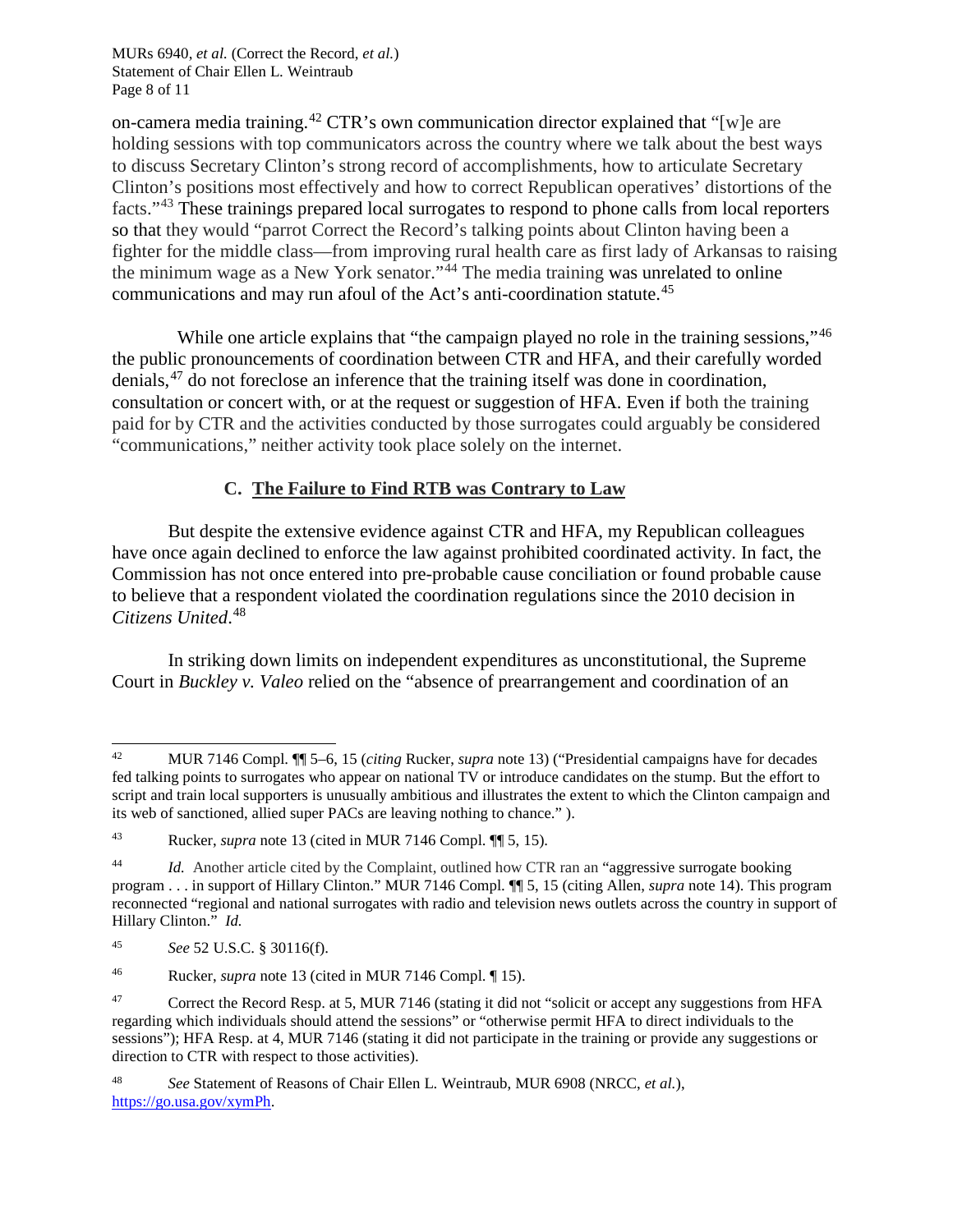on-camera media training.[42] CTR's own communication director explained that "[w]e are holding sessions with top communicators across the country where we talk about the best ways to discuss Secretary Clinton's strong record of accomplishments, how to articulate Secretary Clinton's positions most effectively and how to correct Republican operatives' distortions of the facts."[43] These trainings prepared local surrogates to respond to phone calls from local reporters so that they would "parrot Correct the Record's talking points about Clinton having been a fighter for the middle class—from improving rural health care as first lady of Arkansas to raising the minimum wage as a New York senator."[44] The media training was unrelated to online communications and may run afoul of the Act's anti-coordination statute.[45]

While one article explains that "the campaign played no role in the training sessions,"[46] the public pronouncements of coordination between CTR and HFA, and their carefully worded denials,[47] do not foreclose an inference that the training itself was done in coordination, consultation or concert with, or at the request or suggestion of HFA. Even if both the training paid for by CTR and the activities conducted by those surrogates could arguably be considered "communications," neither activity took place solely on the internet.

### C. The Failure to Find RTB was Contrary to Law

But despite the extensive evidence against CTR and HFA, my Republican colleagues have once again declined to enforce the law against prohibited coordinated activity. In fact, the Commission has not once entered into pre-probable cause conciliation or found probable cause to believe that a respondent violated the coordination regulations since the 2010 decision in *Citizens United*.[48]

In striking down limits on independent expenditures as unconstitutional, the Supreme Court in *Buckley v. Valeo* relied on the "absence of prearrangement and coordination of an

---

[42] MUR 7146 Compl. ¶¶ 5–6, 15 (*citing* Rucker, *supra* note 13) ("Presidential campaigns have for decades fed talking points to surrogates who appear on national TV or introduce candidates on the stump. But the effort to script and train local supporters is unusually ambitious and illustrates the extent to which the Clinton campaign and its web of sanctioned, allied super PACs are leaving nothing to chance." ).

[43] Rucker, *supra* note 13 (cited in MUR 7146 Compl. ¶¶ 5, 15).

[44] *Id.* Another article cited by the Complaint, outlined how CTR ran an "aggressive surrogate booking program . . . in support of Hillary Clinton." MUR 7146 Compl. ¶¶ 5, 15 (citing Allen, *supra* note 14). This program reconnected "regional and national surrogates with radio and television news outlets across the country in support of Hillary Clinton." *Id.*

[45] *See* 52 U.S.C. § 30116(f).

[46] Rucker, *supra* note 13 (cited in MUR 7146 Compl. ¶ 15).

[47] Correct the Record Resp. at 5, MUR 7146 (stating it did not "solicit or accept any suggestions from HFA regarding which individuals should attend the sessions" or "otherwise permit HFA to direct individuals to the sessions"); HFA Resp. at 4, MUR 7146 (stating it did not participate in the training or provide any suggestions or direction to CTR with respect to those activities).

[48] *See* Statement of Reasons of Chair Ellen L. Weintraub, MUR 6908 (NRCC, *et al.*), https://go.usa.gov/xymPh.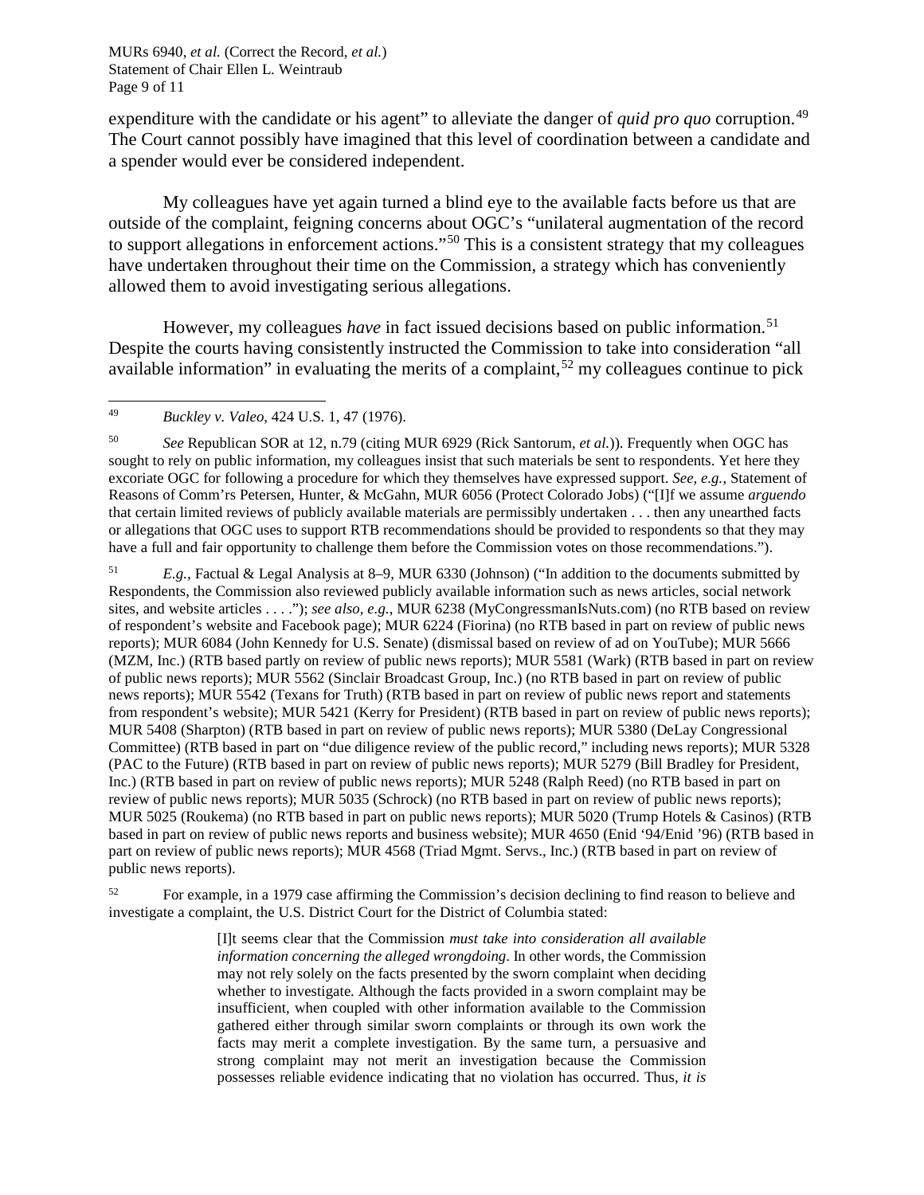expenditure with the candidate or his agent" to alleviate the danger of *quid pro quo* corruption.[49] The Court cannot possibly have imagined that this level of coordination between a candidate and a spender would ever be considered independent.

My colleagues have yet again turned a blind eye to the available facts before us that are outside of the complaint, feigning concerns about OGC's "unilateral augmentation of the record to support allegations in enforcement actions."[50] This is a consistent strategy that my colleagues have undertaken throughout their time on the Commission, a strategy which has conveniently allowed them to avoid investigating serious allegations.

However, my colleagues *have* in fact issued decisions based on public information.[51] Despite the courts having consistently instructed the Commission to take into consideration "all available information" in evaluating the merits of a complaint,[52] my colleagues continue to pick

---

[49] *Buckley v. Valeo*, 424 U.S. 1, 47 (1976).

[50] *See* Republican SOR at 12, n.79 (citing MUR 6929 (Rick Santorum, *et al.*)). Frequently when OGC has sought to rely on public information, my colleagues insist that such materials be sent to respondents. Yet here they excoriate OGC for following a procedure for which they themselves have expressed support. *See, e.g.*, Statement of Reasons of Comm'rs Petersen, Hunter, & McGahn, MUR 6056 (Protect Colorado Jobs) ("[I]f we assume *arguendo* that certain limited reviews of publicly available materials are permissibly undertaken . . . then any unearthed facts or allegations that OGC uses to support RTB recommendations should be provided to respondents so that they may have a full and fair opportunity to challenge them before the Commission votes on those recommendations.").

[51] *E.g.*, Factual & Legal Analysis at 8–9, MUR 6330 (Johnson) ("In addition to the documents submitted by Respondents, the Commission also reviewed publicly available information such as news articles, social network sites, and website articles . . . ."); *see also, e.g.*, MUR 6238 (MyCongressmanIsNuts.com) (no RTB based on review of respondent's website and Facebook page); MUR 6224 (Fiorina) (no RTB based in part on review of public news reports); MUR 6084 (John Kennedy for U.S. Senate) (dismissal based on review of ad on YouTube); MUR 5666 (MZM, Inc.) (RTB based partly on review of public news reports); MUR 5581 (Wark) (RTB based in part on review of public news reports); MUR 5562 (Sinclair Broadcast Group, Inc.) (no RTB based in part on review of public news reports); MUR 5542 (Texans for Truth) (RTB based in part on review of public news report and statements from respondent's website); MUR 5421 (Kerry for President) (RTB based in part on review of public news reports); MUR 5408 (Sharpton) (RTB based in part on review of public news reports); MUR 5380 (DeLay Congressional Committee) (RTB based in part on "due diligence review of the public record," including news reports); MUR 5328 (PAC to the Future) (RTB based in part on review of public news reports); MUR 5279 (Bill Bradley for President, Inc.) (RTB based in part on review of public news reports); MUR 5248 (Ralph Reed) (no RTB based in part on review of public news reports); MUR 5035 (Schrock) (no RTB based in part on review of public news reports); MUR 5025 (Roukema) (no RTB based in part on public news reports); MUR 5020 (Trump Hotels & Casinos) (RTB based in part on review of public news reports and business website); MUR 4650 (Enid '94/Enid '96) (RTB based in part on review of public news reports); MUR 4568 (Triad Mgmt. Servs., Inc.) (RTB based in part on review of public news reports).

[52] For example, in a 1979 case affirming the Commission's decision declining to find reason to believe and investigate a complaint, the U.S. District Court for the District of Columbia stated:

> [I]t seems clear that the Commission *must take into consideration all available information concerning the alleged wrongdoing*. In other words, the Commission may not rely solely on the facts presented by the sworn complaint when deciding whether to investigate. Although the facts provided in a sworn complaint may be insufficient, when coupled with other information available to the Commission gathered either through similar sworn complaints or through its own work the facts may merit a complete investigation. By the same turn, a persuasive and strong complaint may not merit an investigation because the Commission possesses reliable evidence indicating that no violation has occurred. Thus, *it is*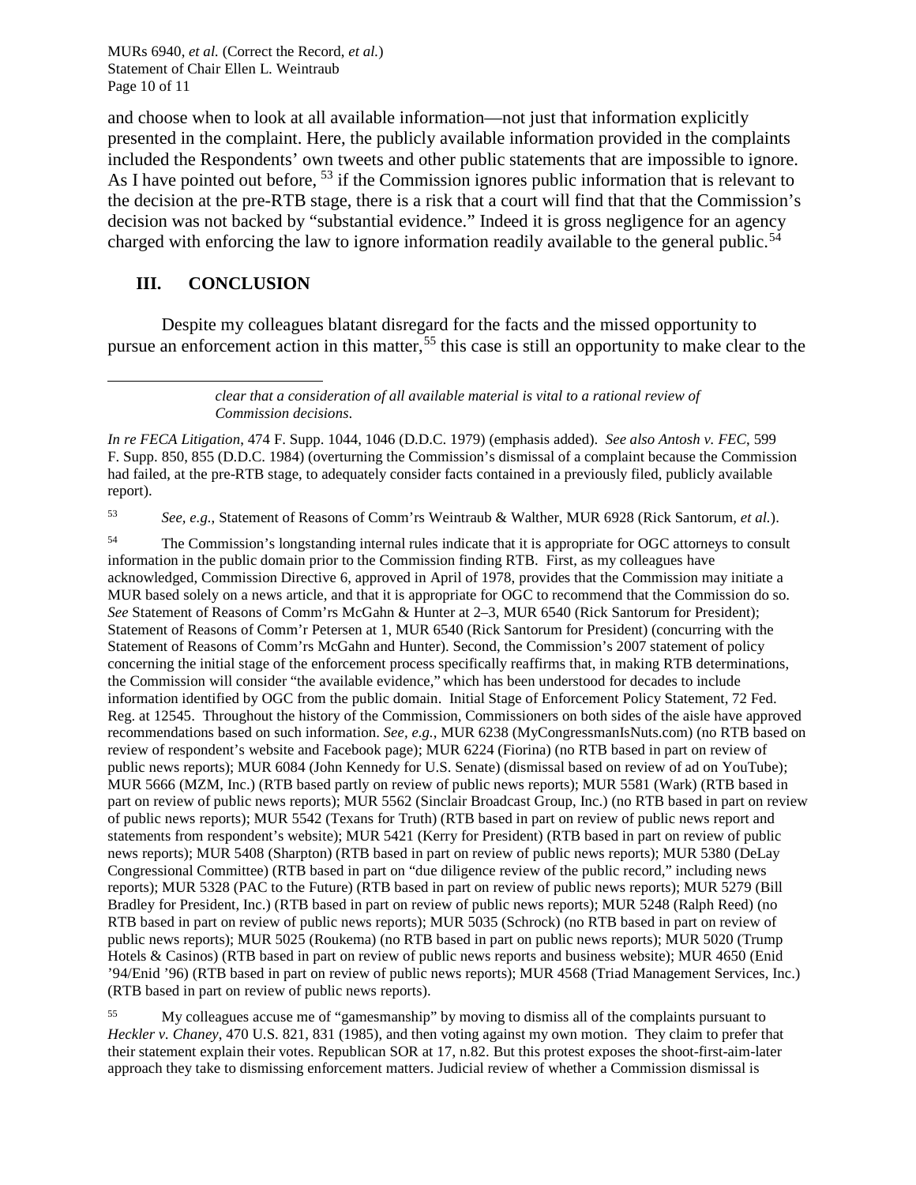and choose when to look at all available information—not just that information explicitly presented in the complaint. Here, the publicly available information provided in the complaints included the Respondents' own tweets and other public statements that are impossible to ignore. As I have pointed out before, [53] if the Commission ignores public information that is relevant to the decision at the pre-RTB stage, there is a risk that a court will find that that the Commission's decision was not backed by "substantial evidence." Indeed it is gross negligence for an agency charged with enforcing the law to ignore information readily available to the general public.[54]

## III. CONCLUSION

Despite my colleagues blatant disregard for the facts and the missed opportunity to pursue an enforcement action in this matter,[55] this case is still an opportunity to make clear to the

---

> *clear that a consideration of all available material is vital to a rational review of Commission decisions*.

*In re FECA Litigation*, 474 F. Supp. 1044, 1046 (D.D.C. 1979) (emphasis added). *See also Antosh v. FEC*, 599 F. Supp. 850, 855 (D.D.C. 1984) (overturning the Commission's dismissal of a complaint because the Commission had failed, at the pre-RTB stage, to adequately consider facts contained in a previously filed, publicly available report).

[53] *See, e.g.*, Statement of Reasons of Comm'rs Weintraub & Walther, MUR 6928 (Rick Santorum*, et al.*).

[54] The Commission's longstanding internal rules indicate that it is appropriate for OGC attorneys to consult information in the public domain prior to the Commission finding RTB. First, as my colleagues have acknowledged, Commission Directive 6, approved in April of 1978, provides that the Commission may initiate a MUR based solely on a news article, and that it is appropriate for OGC to recommend that the Commission do so. *See* Statement of Reasons of Comm'rs McGahn & Hunter at 2–3, MUR 6540 (Rick Santorum for President); Statement of Reasons of Comm'r Petersen at 1, MUR 6540 (Rick Santorum for President) (concurring with the Statement of Reasons of Comm'rs McGahn and Hunter). Second, the Commission's 2007 statement of policy concerning the initial stage of the enforcement process specifically reaffirms that, in making RTB determinations, the Commission will consider "the available evidence," which has been understood for decades to include information identified by OGC from the public domain. Initial Stage of Enforcement Policy Statement, 72 Fed. Reg. at 12545. Throughout the history of the Commission, Commissioners on both sides of the aisle have approved recommendations based on such information. *See, e.g.*, MUR 6238 (MyCongressmanIsNuts.com) (no RTB based on review of respondent's website and Facebook page); MUR 6224 (Fiorina) (no RTB based in part on review of public news reports); MUR 6084 (John Kennedy for U.S. Senate) (dismissal based on review of ad on YouTube); MUR 5666 (MZM, Inc.) (RTB based partly on review of public news reports); MUR 5581 (Wark) (RTB based in part on review of public news reports); MUR 5562 (Sinclair Broadcast Group, Inc.) (no RTB based in part on review of public news reports); MUR 5542 (Texans for Truth) (RTB based in part on review of public news report and statements from respondent's website); MUR 5421 (Kerry for President) (RTB based in part on review of public news reports); MUR 5408 (Sharpton) (RTB based in part on review of public news reports); MUR 5380 (DeLay Congressional Committee) (RTB based in part on "due diligence review of the public record," including news reports); MUR 5328 (PAC to the Future) (RTB based in part on review of public news reports); MUR 5279 (Bill Bradley for President, Inc.) (RTB based in part on review of public news reports); MUR 5248 (Ralph Reed) (no RTB based in part on review of public news reports); MUR 5035 (Schrock) (no RTB based in part on review of public news reports); MUR 5025 (Roukema) (no RTB based in part on public news reports); MUR 5020 (Trump Hotels & Casinos) (RTB based in part on review of public news reports and business website); MUR 4650 (Enid '94/Enid '96) (RTB based in part on review of public news reports); MUR 4568 (Triad Management Services, Inc.) (RTB based in part on review of public news reports).

[55] My colleagues accuse me of "gamesmanship" by moving to dismiss all of the complaints pursuant to *Heckler v. Chaney*, 470 U.S. 821, 831 (1985), and then voting against my own motion. They claim to prefer that their statement explain their votes. Republican SOR at 17, n.82. But this protest exposes the shoot-first-aim-later approach they take to dismissing enforcement matters. Judicial review of whether a Commission dismissal is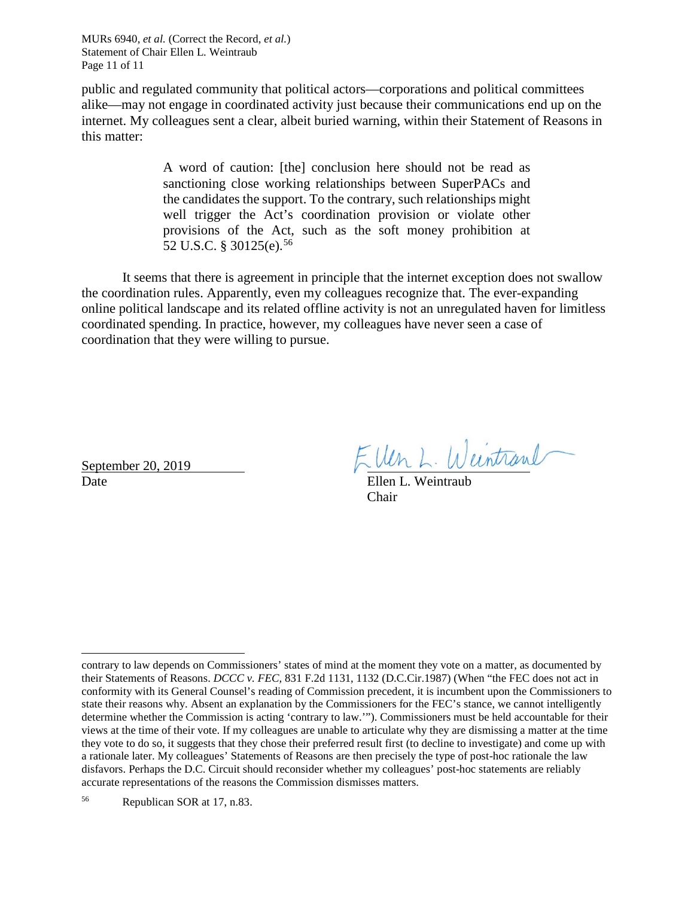public and regulated community that political actors—corporations and political committees alike—may not engage in coordinated activity just because their communications end up on the internet. My colleagues sent a clear, albeit buried warning, within their Statement of Reasons in this matter:

> A word of caution: [the] conclusion here should not be read as sanctioning close working relationships between SuperPACs and the candidates the support. To the contrary, such relationships might well trigger the Act's coordination provision or violate other provisions of the Act, such as the soft money prohibition at 52 U.S.C. § 30125(e).[56]

It seems that there is agreement in principle that the internet exception does not swallow the coordination rules. Apparently, even my colleagues recognize that. The ever-expanding online political landscape and its related offline activity is not an unregulated haven for limitless coordinated spending. In practice, however, my colleagues have never seen a case of coordination that they were willing to pursue.

September 20, 2019
Date

Ellen L. Weintraub
Chair

---

contrary to law depends on Commissioners' states of mind at the moment they vote on a matter, as documented by their Statements of Reasons. *DCCC v. FEC*, 831 F.2d 1131, 1132 (D.C.Cir.1987) (When "the FEC does not act in conformity with its General Counsel's reading of Commission precedent, it is incumbent upon the Commissioners to state their reasons why. Absent an explanation by the Commissioners for the FEC's stance, we cannot intelligently determine whether the Commission is acting 'contrary to law.'"). Commissioners must be held accountable for their views at the time of their vote. If my colleagues are unable to articulate why they are dismissing a matter at the time they vote to do so, it suggests that they chose their preferred result first (to decline to investigate) and come up with a rationale later. My colleagues' Statements of Reasons are then precisely the type of post-hoc rationale the law disfavors. Perhaps the D.C. Circuit should reconsider whether my colleagues' post-hoc statements are reliably accurate representations of the reasons the Commission dismisses matters.

[56] Republican SOR at 17, n.83.